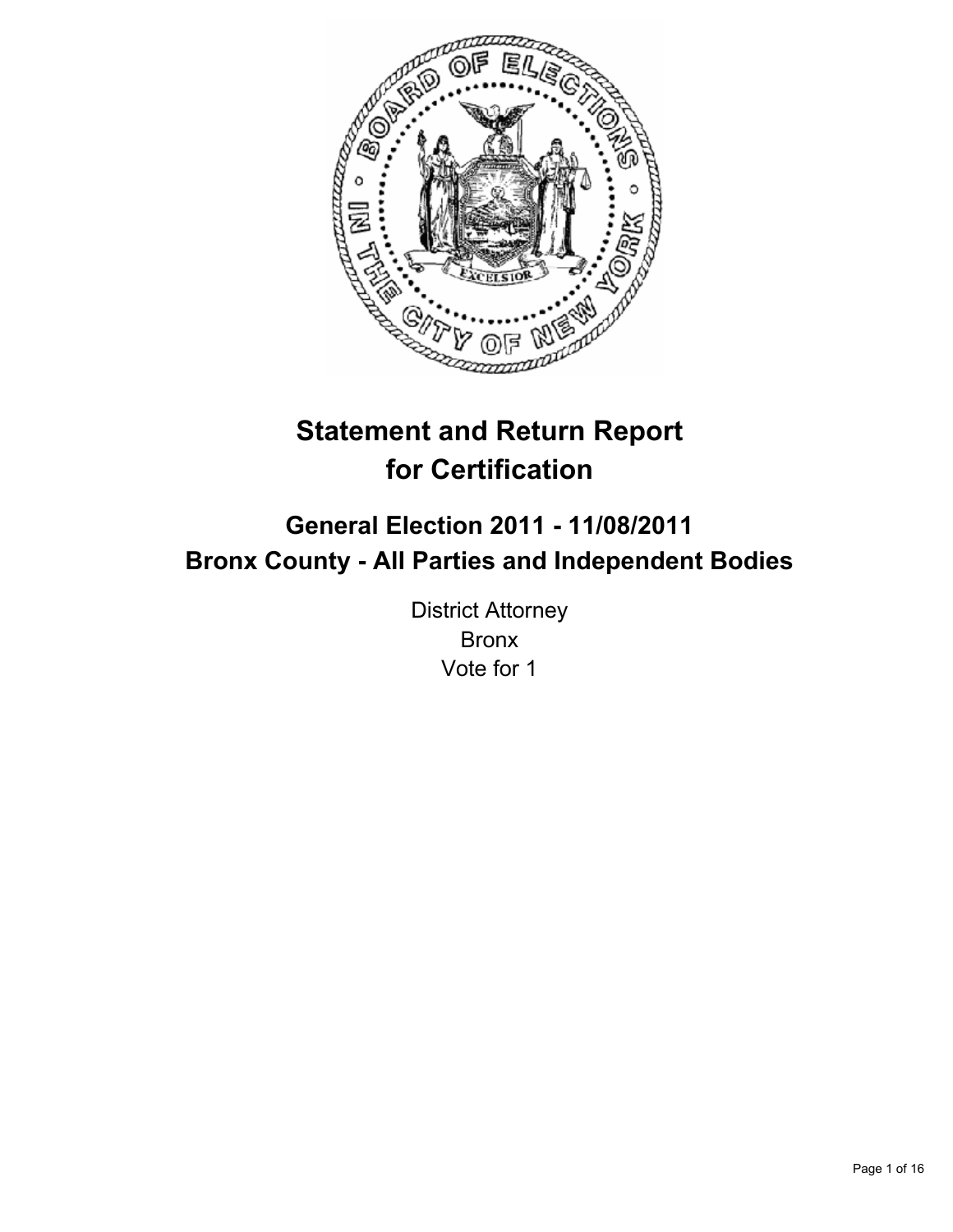# Statement and Return Report for Certification

## General Election 2011 - 11/08/2011
## Bronx County - All Parties and Independent Bodies

District Attorney
Bronx
Vote for 1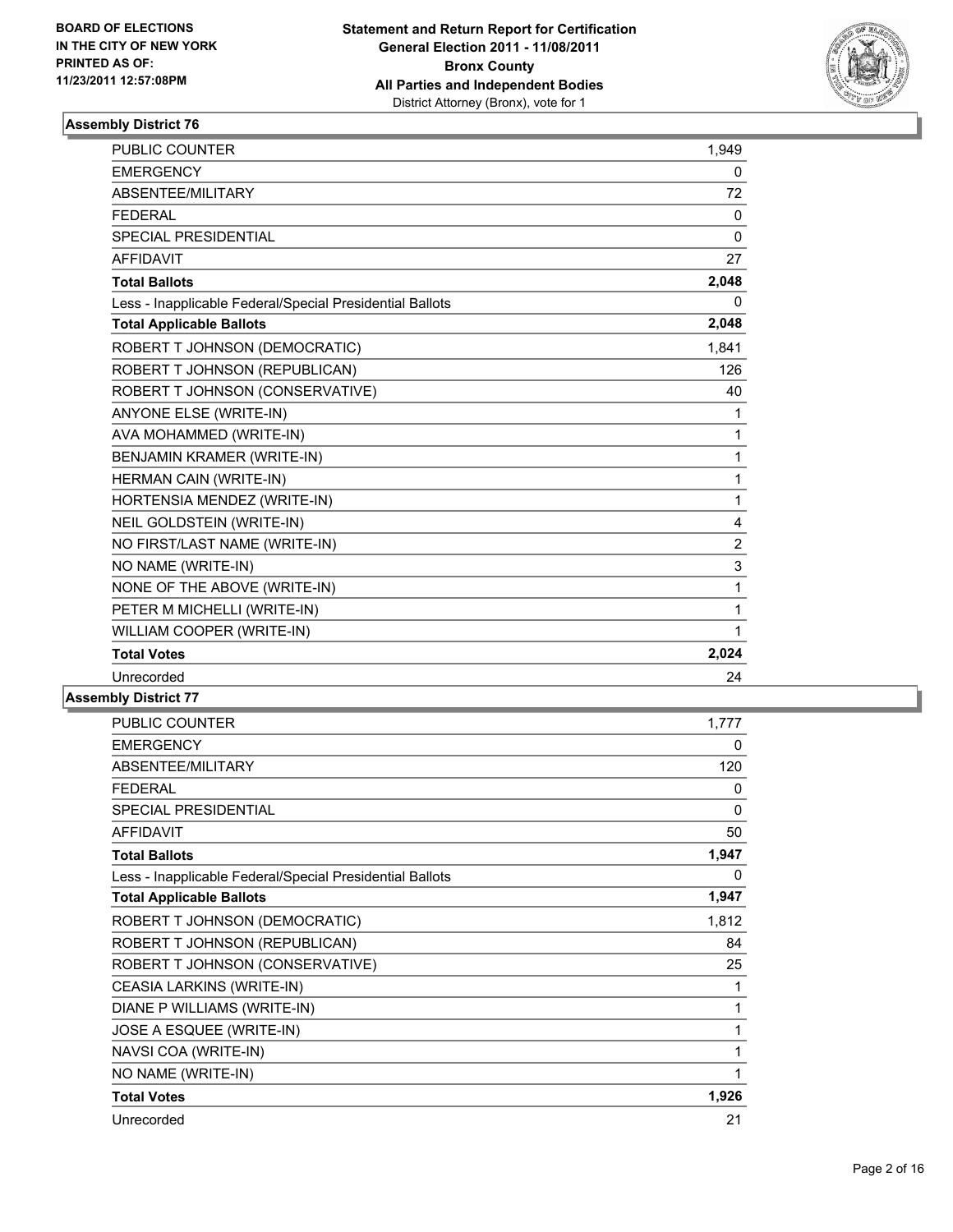**BOARD OF ELECTIONS IN THE CITY OF NEW YORK PRINTED AS OF: 11/23/2011 12:57:08PM**

**Statement and Return Report for Certification**
**General Election 2011 - 11/08/2011**
**Bronx County**
**All Parties and Independent Bodies**
District Attorney (Bronx), vote for 1

### Assembly District 76

| | |
|---|---|
| PUBLIC COUNTER | 1,949 |
| EMERGENCY | 0 |
| ABSENTEE/MILITARY | 72 |
| FEDERAL | 0 |
| SPECIAL PRESIDENTIAL | 0 |
| AFFIDAVIT | 27 |
| **Total Ballots** | **2,048** |
| Less - Inapplicable Federal/Special Presidential Ballots | 0 |
| **Total Applicable Ballots** | **2,048** |
| ROBERT T JOHNSON (DEMOCRATIC) | 1,841 |
| ROBERT T JOHNSON (REPUBLICAN) | 126 |
| ROBERT T JOHNSON (CONSERVATIVE) | 40 |
| ANYONE ELSE (WRITE-IN) | 1 |
| AVA MOHAMMED (WRITE-IN) | 1 |
| BENJAMIN KRAMER (WRITE-IN) | 1 |
| HERMAN CAIN (WRITE-IN) | 1 |
| HORTENSIA MENDEZ (WRITE-IN) | 1 |
| NEIL GOLDSTEIN (WRITE-IN) | 4 |
| NO FIRST/LAST NAME (WRITE-IN) | 2 |
| NO NAME (WRITE-IN) | 3 |
| NONE OF THE ABOVE (WRITE-IN) | 1 |
| PETER M MICHELLI (WRITE-IN) | 1 |
| WILLIAM COOPER (WRITE-IN) | 1 |
| **Total Votes** | **2,024** |
| Unrecorded | 24 |

### Assembly District 77

| | |
|---|---|
| PUBLIC COUNTER | 1,777 |
| EMERGENCY | 0 |
| ABSENTEE/MILITARY | 120 |
| FEDERAL | 0 |
| SPECIAL PRESIDENTIAL | 0 |
| AFFIDAVIT | 50 |
| **Total Ballots** | **1,947** |
| Less - Inapplicable Federal/Special Presidential Ballots | 0 |
| **Total Applicable Ballots** | **1,947** |
| ROBERT T JOHNSON (DEMOCRATIC) | 1,812 |
| ROBERT T JOHNSON (REPUBLICAN) | 84 |
| ROBERT T JOHNSON (CONSERVATIVE) | 25 |
| CEASIA LARKINS (WRITE-IN) | 1 |
| DIANE P WILLIAMS (WRITE-IN) | 1 |
| JOSE A ESQUEE (WRITE-IN) | 1 |
| NAVSI COA (WRITE-IN) | 1 |
| NO NAME (WRITE-IN) | 1 |
| **Total Votes** | **1,926** |
| Unrecorded | 21 |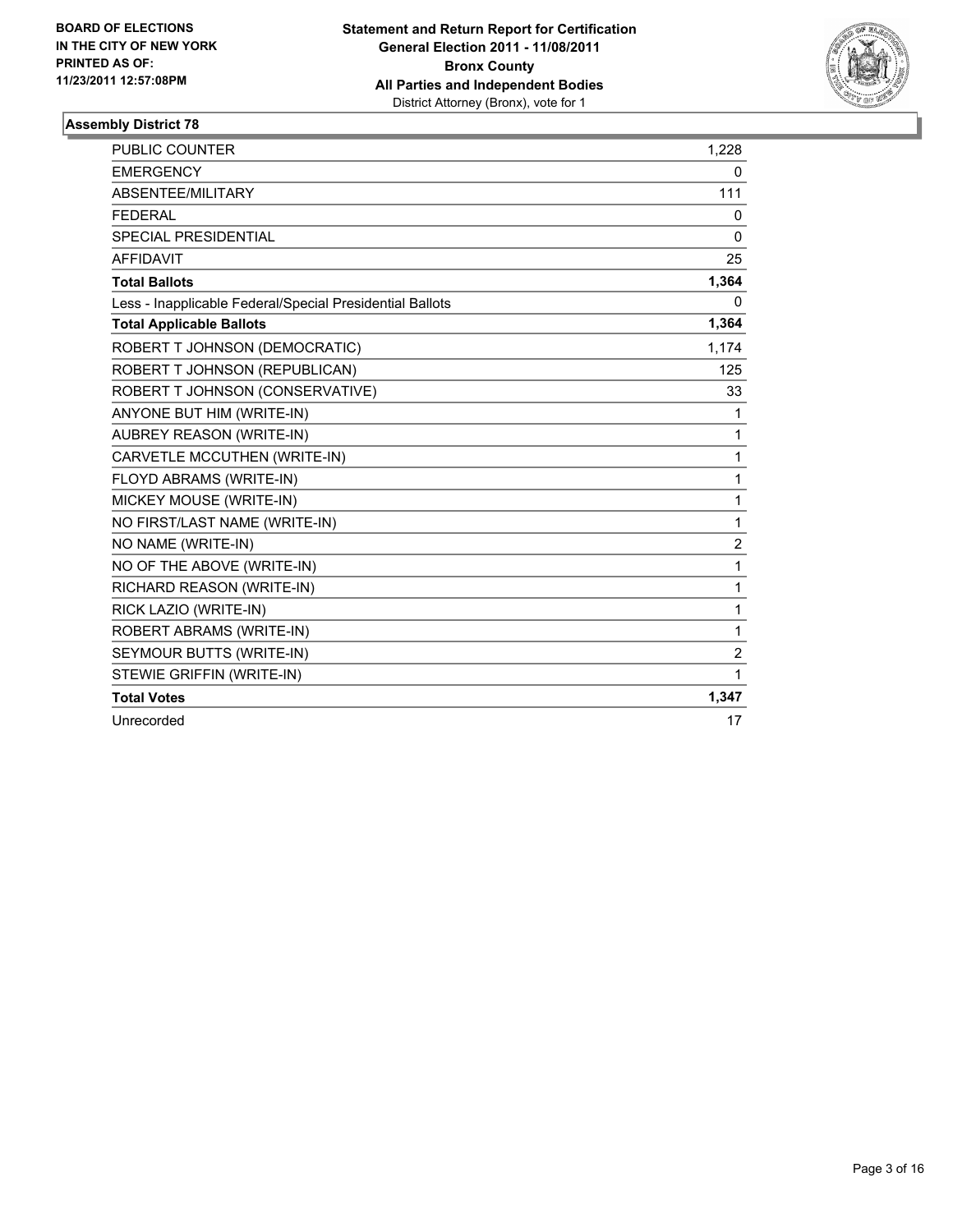**BOARD OF ELECTIONS IN THE CITY OF NEW YORK PRINTED AS OF: 11/23/2011 12:57:08PM**

**Statement and Return Report for Certification General Election 2011 - 11/08/2011 Bronx County All Parties and Independent Bodies**
District Attorney (Bronx), vote for 1

### Assembly District 78

| | |
|---|---|
| PUBLIC COUNTER | 1,228 |
| EMERGENCY | 0 |
| ABSENTEE/MILITARY | 111 |
| FEDERAL | 0 |
| SPECIAL PRESIDENTIAL | 0 |
| AFFIDAVIT | 25 |
| **Total Ballots** | **1,364** |
| Less - Inapplicable Federal/Special Presidential Ballots | 0 |
| **Total Applicable Ballots** | **1,364** |
| ROBERT T JOHNSON (DEMOCRATIC) | 1,174 |
| ROBERT T JOHNSON (REPUBLICAN) | 125 |
| ROBERT T JOHNSON (CONSERVATIVE) | 33 |
| ANYONE BUT HIM (WRITE-IN) | 1 |
| AUBREY REASON (WRITE-IN) | 1 |
| CARVETLE MCCUTHEN (WRITE-IN) | 1 |
| FLOYD ABRAMS (WRITE-IN) | 1 |
| MICKEY MOUSE (WRITE-IN) | 1 |
| NO FIRST/LAST NAME (WRITE-IN) | 1 |
| NO NAME (WRITE-IN) | 2 |
| NO OF THE ABOVE (WRITE-IN) | 1 |
| RICHARD REASON (WRITE-IN) | 1 |
| RICK LAZIO (WRITE-IN) | 1 |
| ROBERT ABRAMS (WRITE-IN) | 1 |
| SEYMOUR BUTTS (WRITE-IN) | 2 |
| STEWIE GRIFFIN (WRITE-IN) | 1 |
| **Total Votes** | **1,347** |
| Unrecorded | 17 |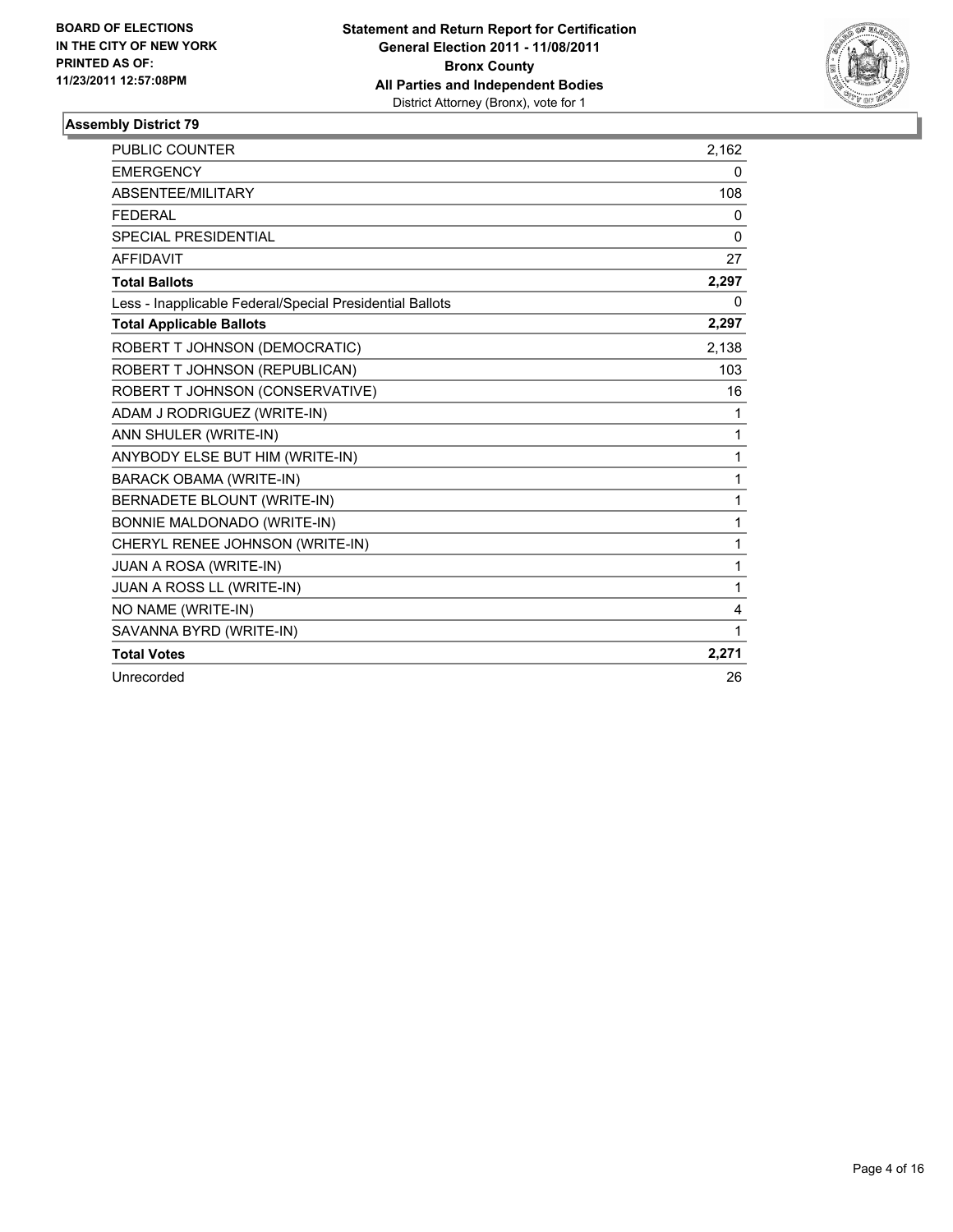**BOARD OF ELECTIONS IN THE CITY OF NEW YORK PRINTED AS OF: 11/23/2011 12:57:08PM**

**Statement and Return Report for Certification**
**General Election 2011 - 11/08/2011**
**Bronx County**
**All Parties and Independent Bodies**
District Attorney (Bronx), vote for 1

## Assembly District 79

| | |
|---|---|
| PUBLIC COUNTER | 2,162 |
| EMERGENCY | 0 |
| ABSENTEE/MILITARY | 108 |
| FEDERAL | 0 |
| SPECIAL PRESIDENTIAL | 0 |
| AFFIDAVIT | 27 |
| **Total Ballots** | **2,297** |
| Less - Inapplicable Federal/Special Presidential Ballots | 0 |
| **Total Applicable Ballots** | **2,297** |
| ROBERT T JOHNSON (DEMOCRATIC) | 2,138 |
| ROBERT T JOHNSON (REPUBLICAN) | 103 |
| ROBERT T JOHNSON (CONSERVATIVE) | 16 |
| ADAM J RODRIGUEZ (WRITE-IN) | 1 |
| ANN SHULER (WRITE-IN) | 1 |
| ANYBODY ELSE BUT HIM (WRITE-IN) | 1 |
| BARACK OBAMA (WRITE-IN) | 1 |
| BERNADETE BLOUNT (WRITE-IN) | 1 |
| BONNIE MALDONADO (WRITE-IN) | 1 |
| CHERYL RENEE JOHNSON (WRITE-IN) | 1 |
| JUAN A ROSA (WRITE-IN) | 1 |
| JUAN A ROSS LL (WRITE-IN) | 1 |
| NO NAME (WRITE-IN) | 4 |
| SAVANNA BYRD (WRITE-IN) | 1 |
| **Total Votes** | **2,271** |
| Unrecorded | 26 |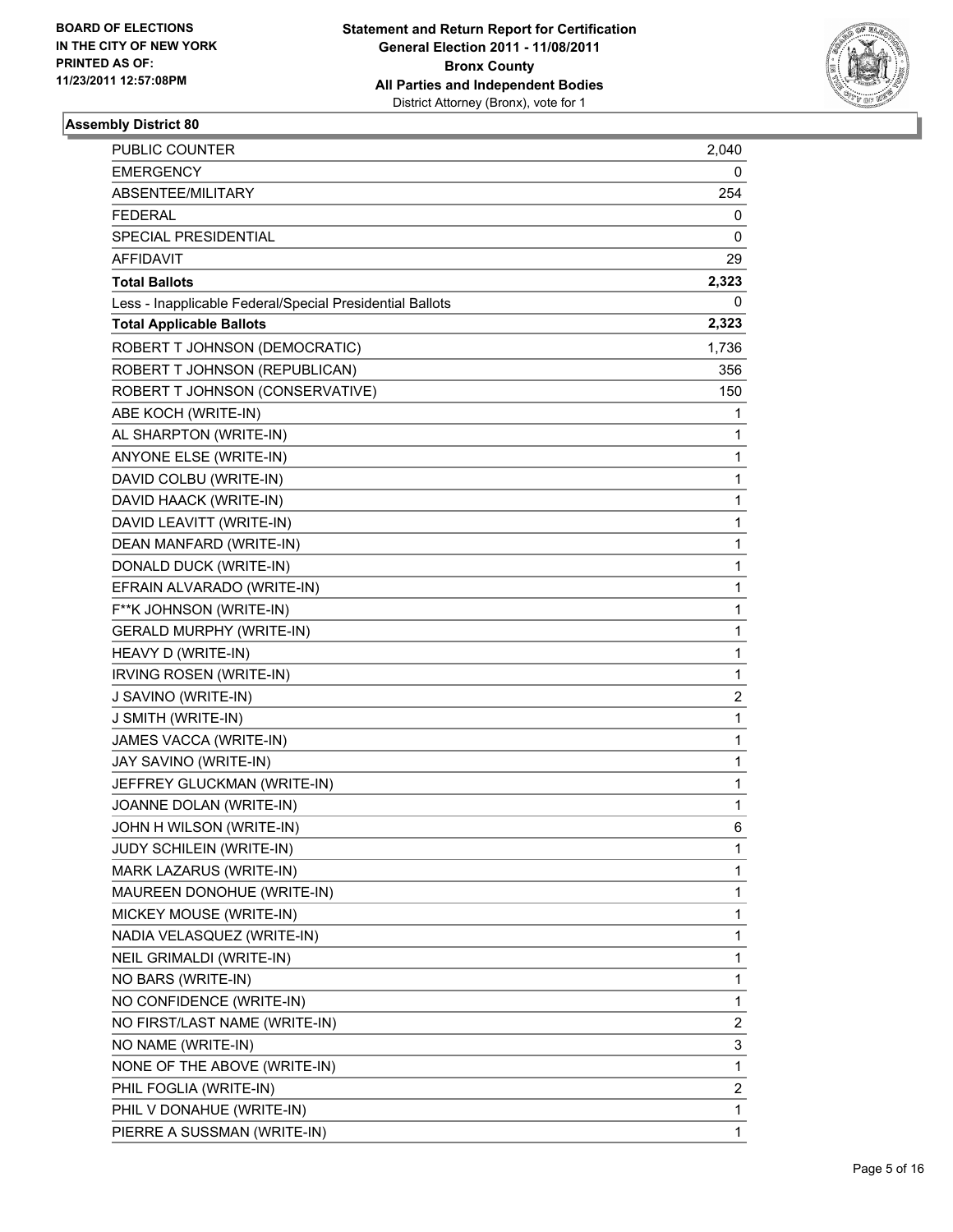**BOARD OF ELECTIONS IN THE CITY OF NEW YORK PRINTED AS OF: 11/23/2011 12:57:08PM**

**Statement and Return Report for Certification General Election 2011 - 11/08/2011 Bronx County All Parties and Independent Bodies**
District Attorney (Bronx), vote for 1

### Assembly District 80

| | |
|---|---|
| PUBLIC COUNTER | 2,040 |
| EMERGENCY | 0 |
| ABSENTEE/MILITARY | 254 |
| FEDERAL | 0 |
| SPECIAL PRESIDENTIAL | 0 |
| AFFIDAVIT | 29 |
| **Total Ballots** | **2,323** |
| Less - Inapplicable Federal/Special Presidential Ballots | 0 |
| **Total Applicable Ballots** | **2,323** |
| ROBERT T JOHNSON (DEMOCRATIC) | 1,736 |
| ROBERT T JOHNSON (REPUBLICAN) | 356 |
| ROBERT T JOHNSON (CONSERVATIVE) | 150 |
| ABE KOCH (WRITE-IN) | 1 |
| AL SHARPTON (WRITE-IN) | 1 |
| ANYONE ELSE (WRITE-IN) | 1 |
| DAVID COLBU (WRITE-IN) | 1 |
| DAVID HAACK (WRITE-IN) | 1 |
| DAVID LEAVITT (WRITE-IN) | 1 |
| DEAN MANFARD (WRITE-IN) | 1 |
| DONALD DUCK (WRITE-IN) | 1 |
| EFRAIN ALVARADO (WRITE-IN) | 1 |
| F**K JOHNSON (WRITE-IN) | 1 |
| GERALD MURPHY (WRITE-IN) | 1 |
| HEAVY D (WRITE-IN) | 1 |
| IRVING ROSEN (WRITE-IN) | 1 |
| J SAVINO (WRITE-IN) | 2 |
| J SMITH (WRITE-IN) | 1 |
| JAMES VACCA (WRITE-IN) | 1 |
| JAY SAVINO (WRITE-IN) | 1 |
| JEFFREY GLUCKMAN (WRITE-IN) | 1 |
| JOANNE DOLAN (WRITE-IN) | 1 |
| JOHN H WILSON (WRITE-IN) | 6 |
| JUDY SCHILEIN (WRITE-IN) | 1 |
| MARK LAZARUS (WRITE-IN) | 1 |
| MAUREEN DONOHUE (WRITE-IN) | 1 |
| MICKEY MOUSE (WRITE-IN) | 1 |
| NADIA VELASQUEZ (WRITE-IN) | 1 |
| NEIL GRIMALDI (WRITE-IN) | 1 |
| NO BARS (WRITE-IN) | 1 |
| NO CONFIDENCE (WRITE-IN) | 1 |
| NO FIRST/LAST NAME (WRITE-IN) | 2 |
| NO NAME (WRITE-IN) | 3 |
| NONE OF THE ABOVE (WRITE-IN) | 1 |
| PHIL FOGLIA (WRITE-IN) | 2 |
| PHIL V DONAHUE (WRITE-IN) | 1 |
| PIERRE A SUSSMAN (WRITE-IN) | 1 |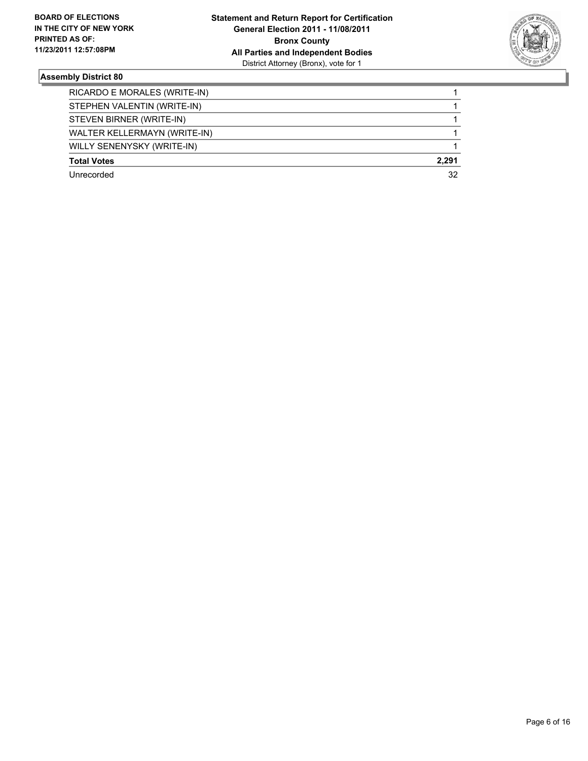**BOARD OF ELECTIONS IN THE CITY OF NEW YORK PRINTED AS OF: 11/23/2011 12:57:08PM**

**Statement and Return Report for Certification**
**General Election 2011 - 11/08/2011**
**Bronx County**
**All Parties and Independent Bodies**
District Attorney (Bronx), vote for 1

## Assembly District 80

| | |
|---|---|
| RICARDO E MORALES (WRITE-IN) | 1 |
| STEPHEN VALENTIN (WRITE-IN) | 1 |
| STEVEN BIRNER (WRITE-IN) | 1 |
| WALTER KELLERMAYN (WRITE-IN) | 1 |
| WILLY SENENYSKY (WRITE-IN) | 1 |
| **Total Votes** | **2,291** |
| Unrecorded | 32 |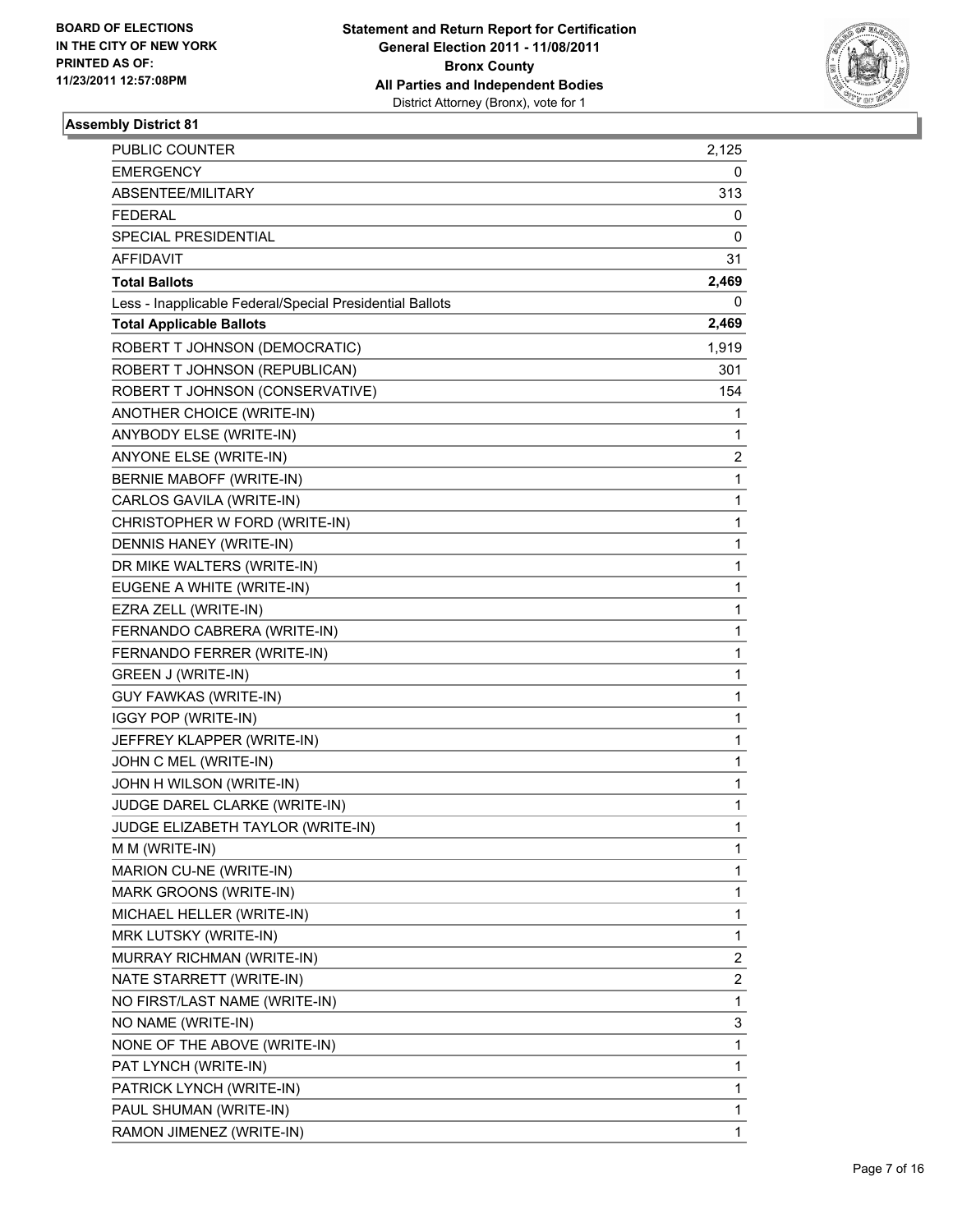**BOARD OF ELECTIONS IN THE CITY OF NEW YORK PRINTED AS OF: 11/23/2011 12:57:08PM**

**Statement and Return Report for Certification**
**General Election 2011 - 11/08/2011**
**Bronx County**
**All Parties and Independent Bodies**
District Attorney (Bronx), vote for 1

### Assembly District 81

| | |
|---|---|
| PUBLIC COUNTER | 2,125 |
| EMERGENCY | 0 |
| ABSENTEE/MILITARY | 313 |
| FEDERAL | 0 |
| SPECIAL PRESIDENTIAL | 0 |
| AFFIDAVIT | 31 |
| **Total Ballots** | **2,469** |
| Less - Inapplicable Federal/Special Presidential Ballots | 0 |
| **Total Applicable Ballots** | **2,469** |
| ROBERT T JOHNSON (DEMOCRATIC) | 1,919 |
| ROBERT T JOHNSON (REPUBLICAN) | 301 |
| ROBERT T JOHNSON (CONSERVATIVE) | 154 |
| ANOTHER CHOICE (WRITE-IN) | 1 |
| ANYBODY ELSE (WRITE-IN) | 1 |
| ANYONE ELSE (WRITE-IN) | 2 |
| BERNIE MABOFF (WRITE-IN) | 1 |
| CARLOS GAVILA (WRITE-IN) | 1 |
| CHRISTOPHER W FORD (WRITE-IN) | 1 |
| DENNIS HANEY (WRITE-IN) | 1 |
| DR MIKE WALTERS (WRITE-IN) | 1 |
| EUGENE A WHITE (WRITE-IN) | 1 |
| EZRA ZELL (WRITE-IN) | 1 |
| FERNANDO CABRERA (WRITE-IN) | 1 |
| FERNANDO FERRER (WRITE-IN) | 1 |
| GREEN J (WRITE-IN) | 1 |
| GUY FAWKAS (WRITE-IN) | 1 |
| IGGY POP (WRITE-IN) | 1 |
| JEFFREY KLAPPER (WRITE-IN) | 1 |
| JOHN C MEL (WRITE-IN) | 1 |
| JOHN H WILSON (WRITE-IN) | 1 |
| JUDGE DAREL CLARKE (WRITE-IN) | 1 |
| JUDGE ELIZABETH TAYLOR (WRITE-IN) | 1 |
| M M (WRITE-IN) | 1 |
| MARION CU-NE (WRITE-IN) | 1 |
| MARK GROONS (WRITE-IN) | 1 |
| MICHAEL HELLER (WRITE-IN) | 1 |
| MRK LUTSKY (WRITE-IN) | 1 |
| MURRAY RICHMAN (WRITE-IN) | 2 |
| NATE STARRETT (WRITE-IN) | 2 |
| NO FIRST/LAST NAME (WRITE-IN) | 1 |
| NO NAME (WRITE-IN) | 3 |
| NONE OF THE ABOVE (WRITE-IN) | 1 |
| PAT LYNCH (WRITE-IN) | 1 |
| PATRICK LYNCH (WRITE-IN) | 1 |
| PAUL SHUMAN (WRITE-IN) | 1 |
| RAMON JIMENEZ (WRITE-IN) | 1 |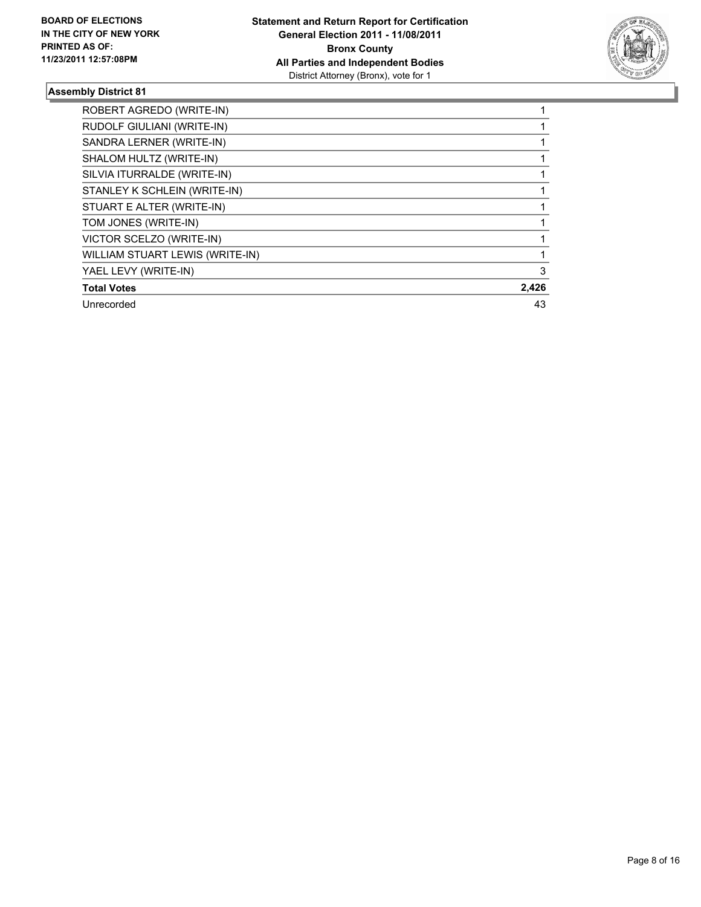**BOARD OF ELECTIONS IN THE CITY OF NEW YORK PRINTED AS OF: 11/23/2011 12:57:08PM**

**Statement and Return Report for Certification General Election 2011 - 11/08/2011 Bronx County All Parties and Independent Bodies**
District Attorney (Bronx), vote for 1

### Assembly District 81

| | |
|---|---|
| ROBERT AGREDO (WRITE-IN) | 1 |
| RUDOLF GIULIANI (WRITE-IN) | 1 |
| SANDRA LERNER (WRITE-IN) | 1 |
| SHALOM HULTZ (WRITE-IN) | 1 |
| SILVIA ITURRALDE (WRITE-IN) | 1 |
| STANLEY K SCHLEIN (WRITE-IN) | 1 |
| STUART E ALTER (WRITE-IN) | 1 |
| TOM JONES (WRITE-IN) | 1 |
| VICTOR SCELZO (WRITE-IN) | 1 |
| WILLIAM STUART LEWIS (WRITE-IN) | 1 |
| YAEL LEVY (WRITE-IN) | 3 |
| **Total Votes** | **2,426** |
| Unrecorded | 43 |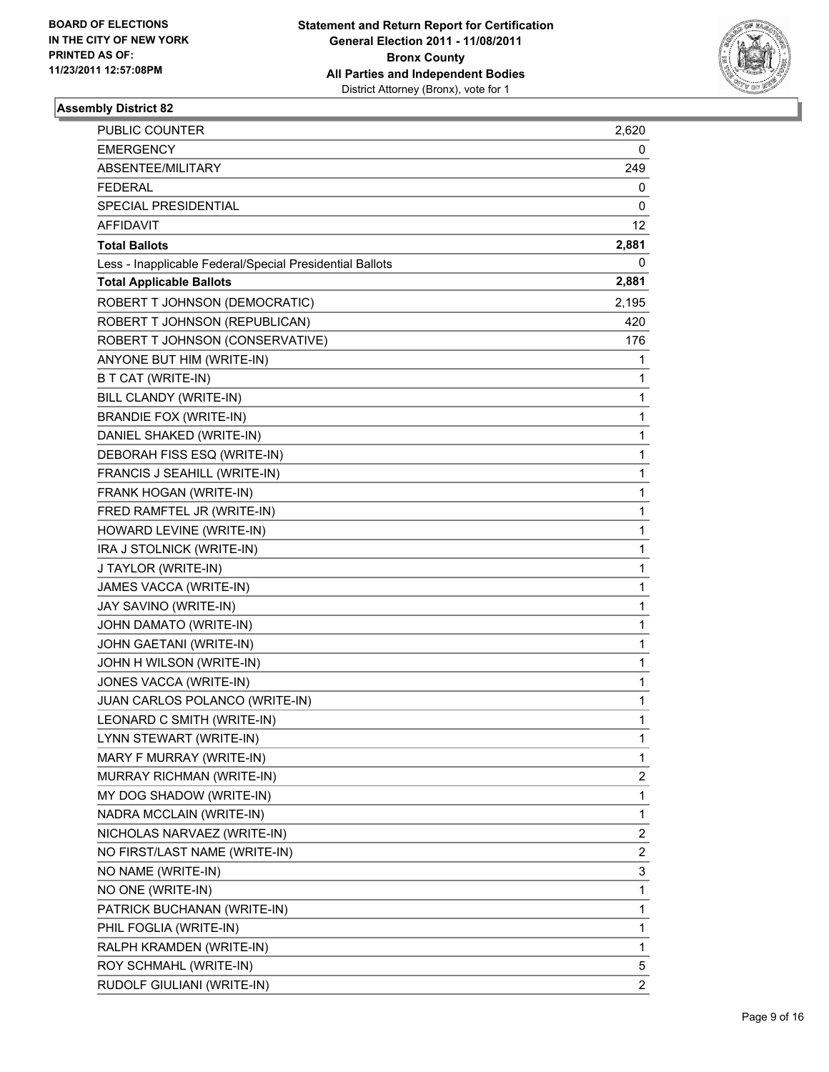**BOARD OF ELECTIONS IN THE CITY OF NEW YORK PRINTED AS OF: 11/23/2011 12:57:08PM**

**Statement and Return Report for Certification General Election 2011 - 11/08/2011 Bronx County All Parties and Independent Bodies**
District Attorney (Bronx), vote for 1

### Assembly District 82

| | |
|---|---|
| PUBLIC COUNTER | 2,620 |
| EMERGENCY | 0 |
| ABSENTEE/MILITARY | 249 |
| FEDERAL | 0 |
| SPECIAL PRESIDENTIAL | 0 |
| AFFIDAVIT | 12 |
| **Total Ballots** | **2,881** |
| Less - Inapplicable Federal/Special Presidential Ballots | 0 |
| **Total Applicable Ballots** | **2,881** |
| ROBERT T JOHNSON (DEMOCRATIC) | 2,195 |
| ROBERT T JOHNSON (REPUBLICAN) | 420 |
| ROBERT T JOHNSON (CONSERVATIVE) | 176 |
| ANYONE BUT HIM (WRITE-IN) | 1 |
| B T CAT (WRITE-IN) | 1 |
| BILL CLANDY (WRITE-IN) | 1 |
| BRANDIE FOX (WRITE-IN) | 1 |
| DANIEL SHAKED (WRITE-IN) | 1 |
| DEBORAH FISS ESQ (WRITE-IN) | 1 |
| FRANCIS J SEAHILL (WRITE-IN) | 1 |
| FRANK HOGAN (WRITE-IN) | 1 |
| FRED RAMFTEL JR (WRITE-IN) | 1 |
| HOWARD LEVINE (WRITE-IN) | 1 |
| IRA J STOLNICK (WRITE-IN) | 1 |
| J TAYLOR (WRITE-IN) | 1 |
| JAMES VACCA (WRITE-IN) | 1 |
| JAY SAVINO (WRITE-IN) | 1 |
| JOHN DAMATO (WRITE-IN) | 1 |
| JOHN GAETANI (WRITE-IN) | 1 |
| JOHN H WILSON (WRITE-IN) | 1 |
| JONES VACCA (WRITE-IN) | 1 |
| JUAN CARLOS POLANCO (WRITE-IN) | 1 |
| LEONARD C SMITH (WRITE-IN) | 1 |
| LYNN STEWART (WRITE-IN) | 1 |
| MARY F MURRAY (WRITE-IN) | 1 |
| MURRAY RICHMAN (WRITE-IN) | 2 |
| MY DOG SHADOW (WRITE-IN) | 1 |
| NADRA MCCLAIN (WRITE-IN) | 1 |
| NICHOLAS NARVAEZ (WRITE-IN) | 2 |
| NO FIRST/LAST NAME (WRITE-IN) | 2 |
| NO NAME (WRITE-IN) | 3 |
| NO ONE (WRITE-IN) | 1 |
| PATRICK BUCHANAN (WRITE-IN) | 1 |
| PHIL FOGLIA (WRITE-IN) | 1 |
| RALPH KRAMDEN (WRITE-IN) | 1 |
| ROY SCHMAHL (WRITE-IN) | 5 |
| RUDOLF GIULIANI (WRITE-IN) | 2 |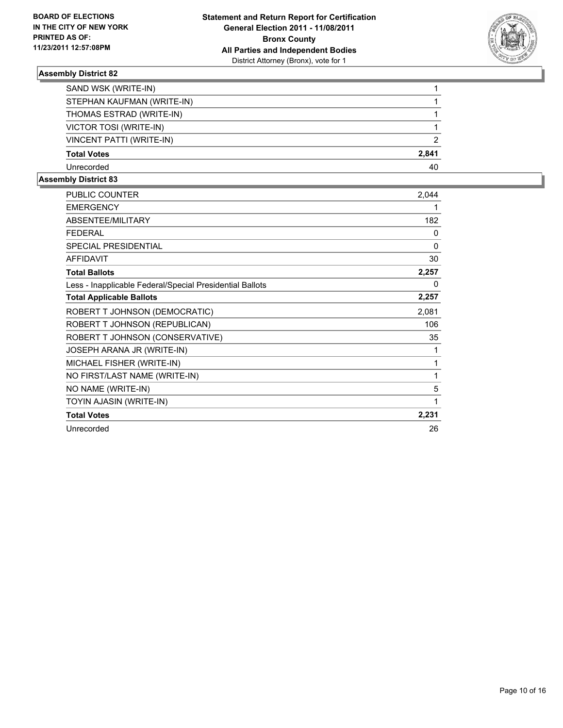**BOARD OF ELECTIONS IN THE CITY OF NEW YORK PRINTED AS OF: 11/23/2011 12:57:08PM**

**Statement and Return Report for Certification**
**General Election 2011 - 11/08/2011**
**Bronx County**
**All Parties and Independent Bodies**
District Attorney (Bronx), vote for 1

### Assembly District 82

| | |
|---|---|
| SAND WSK (WRITE-IN) | 1 |
| STEPHAN KAUFMAN (WRITE-IN) | 1 |
| THOMAS ESTRAD (WRITE-IN) | 1 |
| VICTOR TOSI (WRITE-IN) | 1 |
| VINCENT PATTI (WRITE-IN) | 2 |
| **Total Votes** | **2,841** |
| Unrecorded | 40 |

### Assembly District 83

| | |
|---|---|
| PUBLIC COUNTER | 2,044 |
| EMERGENCY | 1 |
| ABSENTEE/MILITARY | 182 |
| FEDERAL | 0 |
| SPECIAL PRESIDENTIAL | 0 |
| AFFIDAVIT | 30 |
| **Total Ballots** | **2,257** |
| Less - Inapplicable Federal/Special Presidential Ballots | 0 |
| **Total Applicable Ballots** | **2,257** |
| ROBERT T JOHNSON (DEMOCRATIC) | 2,081 |
| ROBERT T JOHNSON (REPUBLICAN) | 106 |
| ROBERT T JOHNSON (CONSERVATIVE) | 35 |
| JOSEPH ARANA JR (WRITE-IN) | 1 |
| MICHAEL FISHER (WRITE-IN) | 1 |
| NO FIRST/LAST NAME (WRITE-IN) | 1 |
| NO NAME (WRITE-IN) | 5 |
| TOYIN AJASIN (WRITE-IN) | 1 |
| **Total Votes** | **2,231** |
| Unrecorded | 26 |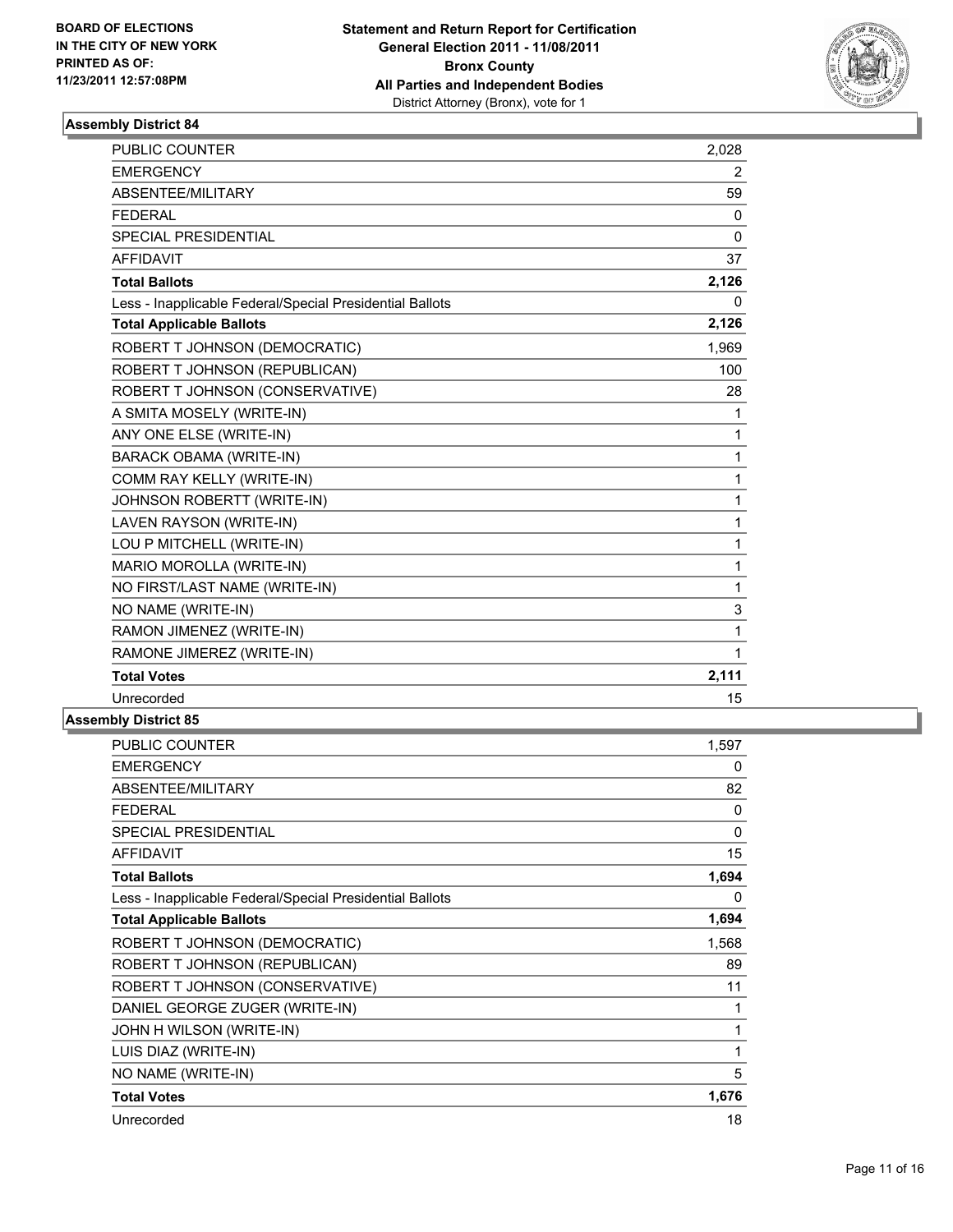BOARD OF ELECTIONS
IN THE CITY OF NEW YORK
PRINTED AS OF:
11/23/2011 12:57:08PM

**Statement and Return Report for Certification**
**General Election 2011 - 11/08/2011**
**Bronx County**
**All Parties and Independent Bodies**
District Attorney (Bronx), vote for 1

### Assembly District 84

| | |
|---|---|
| PUBLIC COUNTER | 2,028 |
| EMERGENCY | 2 |
| ABSENTEE/MILITARY | 59 |
| FEDERAL | 0 |
| SPECIAL PRESIDENTIAL | 0 |
| AFFIDAVIT | 37 |
| **Total Ballots** | **2,126** |
| Less - Inapplicable Federal/Special Presidential Ballots | 0 |
| **Total Applicable Ballots** | **2,126** |
| ROBERT T JOHNSON (DEMOCRATIC) | 1,969 |
| ROBERT T JOHNSON (REPUBLICAN) | 100 |
| ROBERT T JOHNSON (CONSERVATIVE) | 28 |
| A SMITA MOSELY (WRITE-IN) | 1 |
| ANY ONE ELSE (WRITE-IN) | 1 |
| BARACK OBAMA (WRITE-IN) | 1 |
| COMM RAY KELLY (WRITE-IN) | 1 |
| JOHNSON ROBERTT (WRITE-IN) | 1 |
| LAVEN RAYSON (WRITE-IN) | 1 |
| LOU P MITCHELL (WRITE-IN) | 1 |
| MARIO MOROLLA (WRITE-IN) | 1 |
| NO FIRST/LAST NAME (WRITE-IN) | 1 |
| NO NAME (WRITE-IN) | 3 |
| RAMON JIMENEZ (WRITE-IN) | 1 |
| RAMONE JIMEREZ (WRITE-IN) | 1 |
| **Total Votes** | **2,111** |
| Unrecorded | 15 |

### Assembly District 85

| | |
|---|---|
| PUBLIC COUNTER | 1,597 |
| EMERGENCY | 0 |
| ABSENTEE/MILITARY | 82 |
| FEDERAL | 0 |
| SPECIAL PRESIDENTIAL | 0 |
| AFFIDAVIT | 15 |
| **Total Ballots** | **1,694** |
| Less - Inapplicable Federal/Special Presidential Ballots | 0 |
| **Total Applicable Ballots** | **1,694** |
| ROBERT T JOHNSON (DEMOCRATIC) | 1,568 |
| ROBERT T JOHNSON (REPUBLICAN) | 89 |
| ROBERT T JOHNSON (CONSERVATIVE) | 11 |
| DANIEL GEORGE ZUGER (WRITE-IN) | 1 |
| JOHN H WILSON (WRITE-IN) | 1 |
| LUIS DIAZ (WRITE-IN) | 1 |
| NO NAME (WRITE-IN) | 5 |
| **Total Votes** | **1,676** |
| Unrecorded | 18 |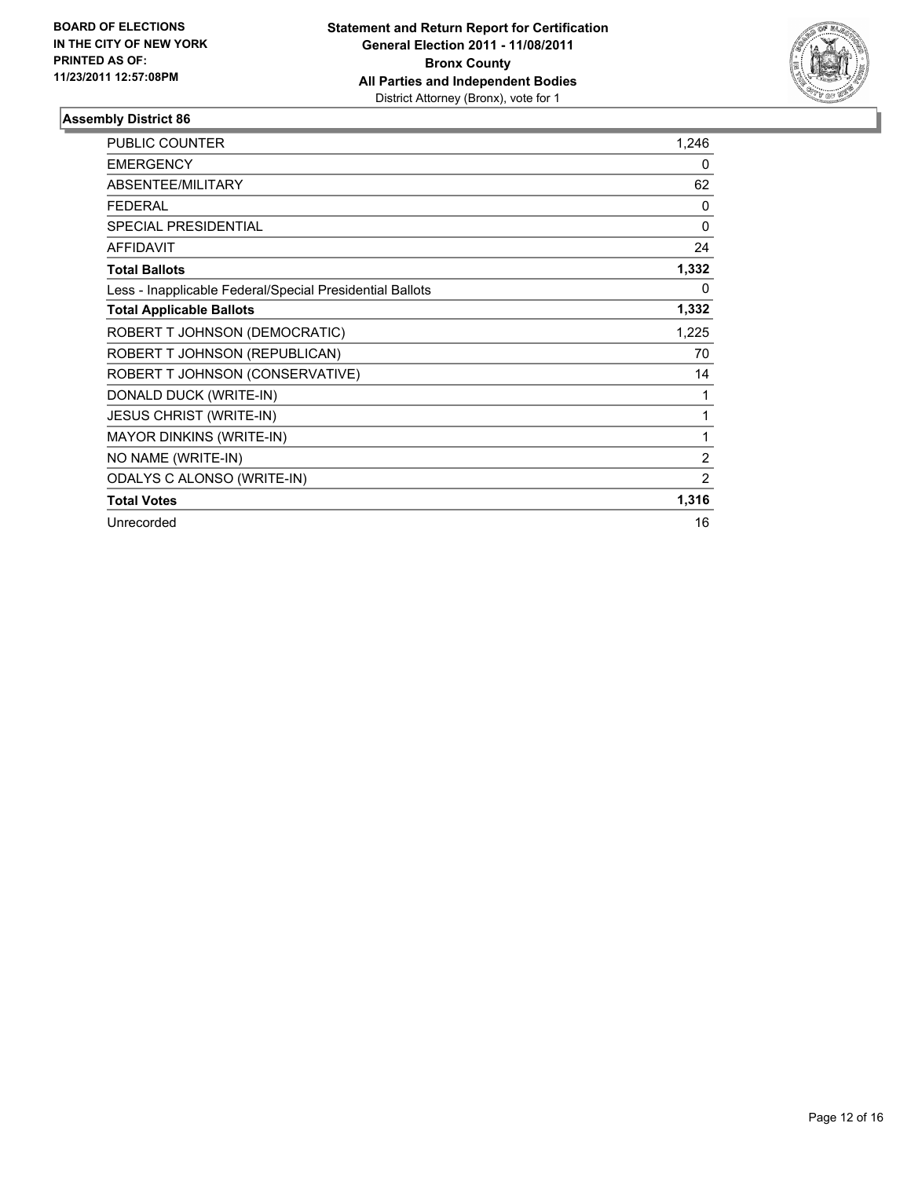**BOARD OF ELECTIONS IN THE CITY OF NEW YORK PRINTED AS OF: 11/23/2011 12:57:08PM**

**Statement and Return Report for Certification**
**General Election 2011 - 11/08/2011**
**Bronx County**
**All Parties and Independent Bodies**
District Attorney (Bronx), vote for 1

## Assembly District 86

| | |
|---|---|
| PUBLIC COUNTER | 1,246 |
| EMERGENCY | 0 |
| ABSENTEE/MILITARY | 62 |
| FEDERAL | 0 |
| SPECIAL PRESIDENTIAL | 0 |
| AFFIDAVIT | 24 |
| **Total Ballots** | **1,332** |
| Less - Inapplicable Federal/Special Presidential Ballots | 0 |
| **Total Applicable Ballots** | **1,332** |
| ROBERT T JOHNSON (DEMOCRATIC) | 1,225 |
| ROBERT T JOHNSON (REPUBLICAN) | 70 |
| ROBERT T JOHNSON (CONSERVATIVE) | 14 |
| DONALD DUCK (WRITE-IN) | 1 |
| JESUS CHRIST (WRITE-IN) | 1 |
| MAYOR DINKINS (WRITE-IN) | 1 |
| NO NAME (WRITE-IN) | 2 |
| ODALYS C ALONSO (WRITE-IN) | 2 |
| **Total Votes** | **1,316** |
| Unrecorded | 16 |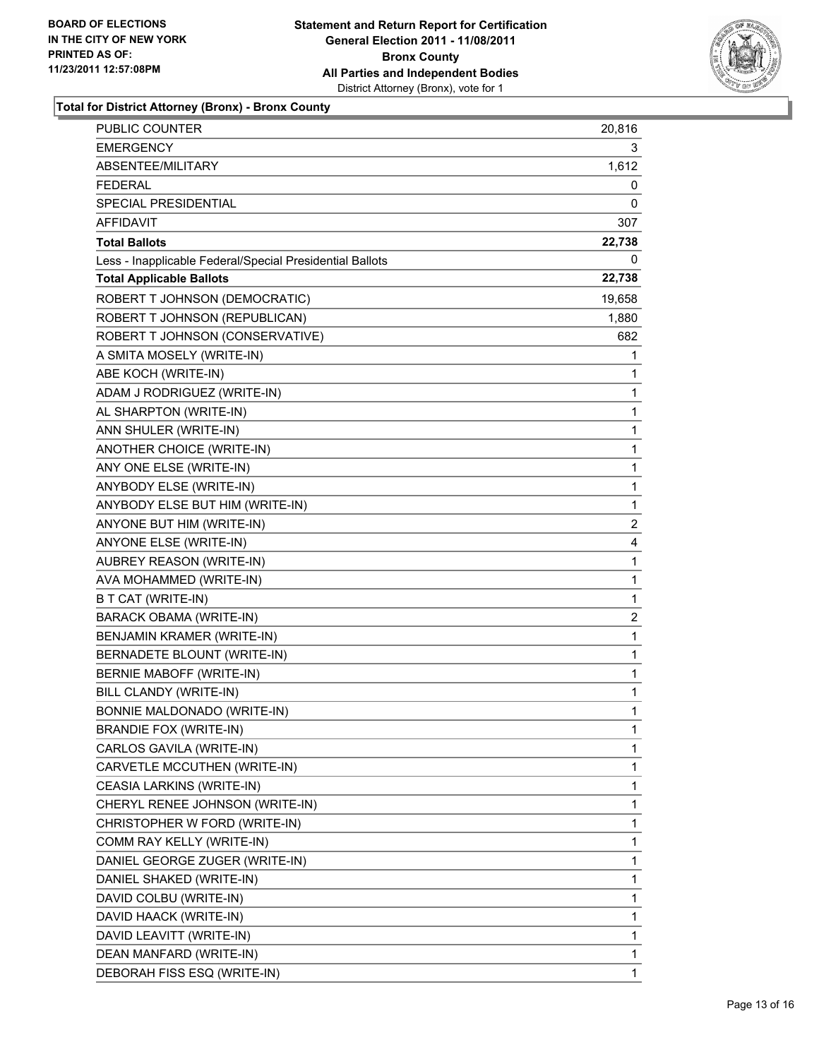**BOARD OF ELECTIONS IN THE CITY OF NEW YORK PRINTED AS OF: 11/23/2011 12:57:08PM**

**Statement and Return Report for Certification**
**General Election 2011 - 11/08/2011**
**Bronx County**
**All Parties and Independent Bodies**
District Attorney (Bronx), vote for 1

## Total for District Attorney (Bronx) - Bronx County

| | |
|---|---|
| PUBLIC COUNTER | 20,816 |
| EMERGENCY | 3 |
| ABSENTEE/MILITARY | 1,612 |
| FEDERAL | 0 |
| SPECIAL PRESIDENTIAL | 0 |
| AFFIDAVIT | 307 |
| **Total Ballots** | **22,738** |
| Less - Inapplicable Federal/Special Presidential Ballots | 0 |
| **Total Applicable Ballots** | **22,738** |
| ROBERT T JOHNSON (DEMOCRATIC) | 19,658 |
| ROBERT T JOHNSON (REPUBLICAN) | 1,880 |
| ROBERT T JOHNSON (CONSERVATIVE) | 682 |
| A SMITA MOSELY (WRITE-IN) | 1 |
| ABE KOCH (WRITE-IN) | 1 |
| ADAM J RODRIGUEZ (WRITE-IN) | 1 |
| AL SHARPTON (WRITE-IN) | 1 |
| ANN SHULER (WRITE-IN) | 1 |
| ANOTHER CHOICE (WRITE-IN) | 1 |
| ANY ONE ELSE (WRITE-IN) | 1 |
| ANYBODY ELSE (WRITE-IN) | 1 |
| ANYBODY ELSE BUT HIM (WRITE-IN) | 1 |
| ANYONE BUT HIM (WRITE-IN) | 2 |
| ANYONE ELSE (WRITE-IN) | 4 |
| AUBREY REASON (WRITE-IN) | 1 |
| AVA MOHAMMED (WRITE-IN) | 1 |
| B T CAT (WRITE-IN) | 1 |
| BARACK OBAMA (WRITE-IN) | 2 |
| BENJAMIN KRAMER (WRITE-IN) | 1 |
| BERNADETE BLOUNT (WRITE-IN) | 1 |
| BERNIE MABOFF (WRITE-IN) | 1 |
| BILL CLANDY (WRITE-IN) | 1 |
| BONNIE MALDONADO (WRITE-IN) | 1 |
| BRANDIE FOX (WRITE-IN) | 1 |
| CARLOS GAVILA (WRITE-IN) | 1 |
| CARVETLE MCCUTHEN (WRITE-IN) | 1 |
| CEASIA LARKINS (WRITE-IN) | 1 |
| CHERYL RENEE JOHNSON (WRITE-IN) | 1 |
| CHRISTOPHER W FORD (WRITE-IN) | 1 |
| COMM RAY KELLY (WRITE-IN) | 1 |
| DANIEL GEORGE ZUGER (WRITE-IN) | 1 |
| DANIEL SHAKED (WRITE-IN) | 1 |
| DAVID COLBU (WRITE-IN) | 1 |
| DAVID HAACK (WRITE-IN) | 1 |
| DAVID LEAVITT (WRITE-IN) | 1 |
| DEAN MANFARD (WRITE-IN) | 1 |
| DEBORAH FISS ESQ (WRITE-IN) | 1 |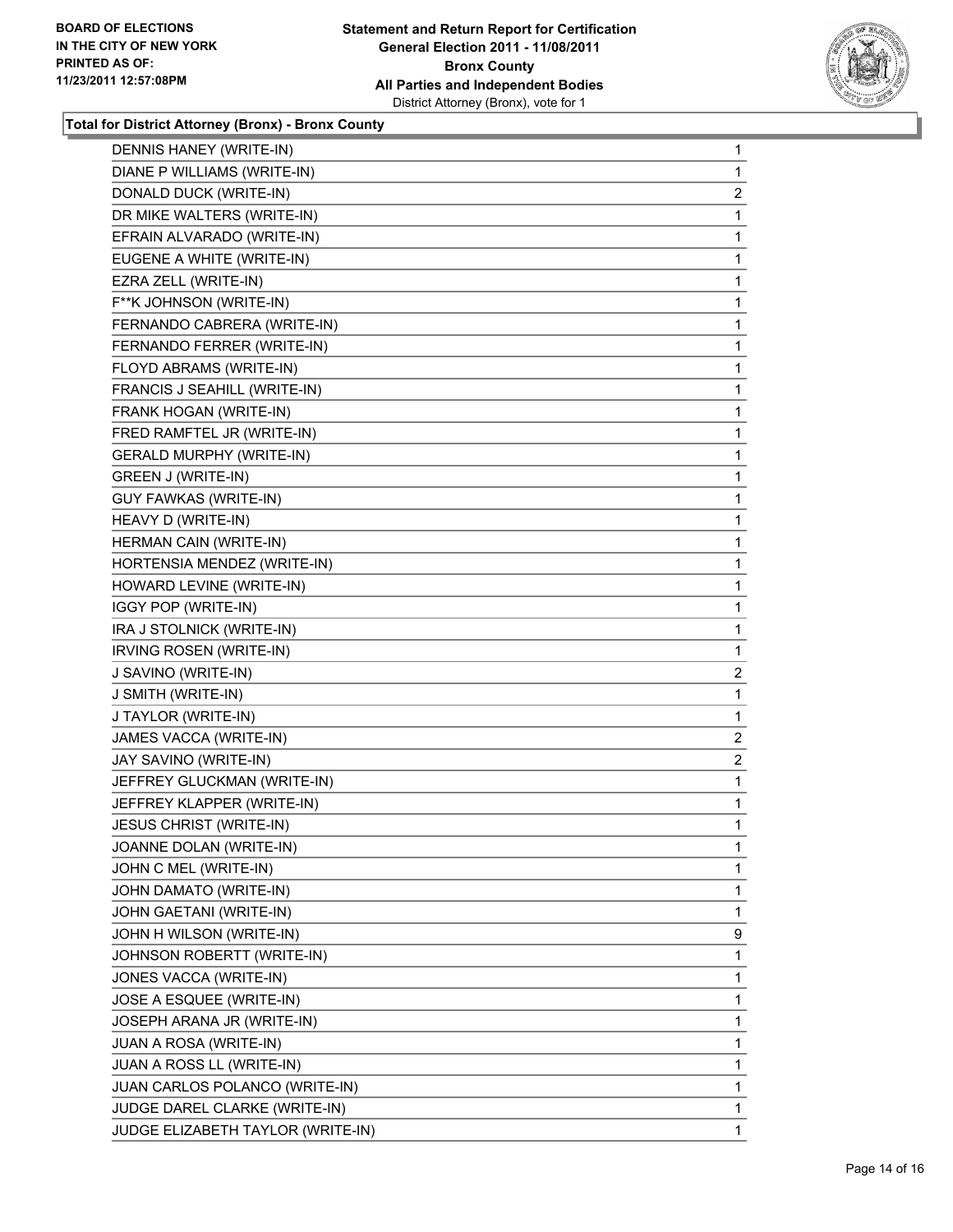**Total for District Attorney (Bronx) - Bronx County**

| | |
|---|---|
| DENNIS HANEY (WRITE-IN) | 1 |
| DIANE P WILLIAMS (WRITE-IN) | 1 |
| DONALD DUCK (WRITE-IN) | 2 |
| DR MIKE WALTERS (WRITE-IN) | 1 |
| EFRAIN ALVARADO (WRITE-IN) | 1 |
| EUGENE A WHITE (WRITE-IN) | 1 |
| EZRA ZELL (WRITE-IN) | 1 |
| F**K JOHNSON (WRITE-IN) | 1 |
| FERNANDO CABRERA (WRITE-IN) | 1 |
| FERNANDO FERRER (WRITE-IN) | 1 |
| FLOYD ABRAMS (WRITE-IN) | 1 |
| FRANCIS J SEAHILL (WRITE-IN) | 1 |
| FRANK HOGAN (WRITE-IN) | 1 |
| FRED RAMFTEL JR (WRITE-IN) | 1 |
| GERALD MURPHY (WRITE-IN) | 1 |
| GREEN J (WRITE-IN) | 1 |
| GUY FAWKAS (WRITE-IN) | 1 |
| HEAVY D (WRITE-IN) | 1 |
| HERMAN CAIN (WRITE-IN) | 1 |
| HORTENSIA MENDEZ (WRITE-IN) | 1 |
| HOWARD LEVINE (WRITE-IN) | 1 |
| IGGY POP (WRITE-IN) | 1 |
| IRA J STOLNICK (WRITE-IN) | 1 |
| IRVING ROSEN (WRITE-IN) | 1 |
| J SAVINO (WRITE-IN) | 2 |
| J SMITH (WRITE-IN) | 1 |
| J TAYLOR (WRITE-IN) | 1 |
| JAMES VACCA (WRITE-IN) | 2 |
| JAY SAVINO (WRITE-IN) | 2 |
| JEFFREY GLUCKMAN (WRITE-IN) | 1 |
| JEFFREY KLAPPER (WRITE-IN) | 1 |
| JESUS CHRIST (WRITE-IN) | 1 |
| JOANNE DOLAN (WRITE-IN) | 1 |
| JOHN C MEL (WRITE-IN) | 1 |
| JOHN DAMATO (WRITE-IN) | 1 |
| JOHN GAETANI (WRITE-IN) | 1 |
| JOHN H WILSON (WRITE-IN) | 9 |
| JOHNSON ROBERTT (WRITE-IN) | 1 |
| JONES VACCA (WRITE-IN) | 1 |
| JOSE A ESQUEE (WRITE-IN) | 1 |
| JOSEPH ARANA JR (WRITE-IN) | 1 |
| JUAN A ROSA (WRITE-IN) | 1 |
| JUAN A ROSS LL (WRITE-IN) | 1 |
| JUAN CARLOS POLANCO (WRITE-IN) | 1 |
| JUDGE DAREL CLARKE (WRITE-IN) | 1 |
| JUDGE ELIZABETH TAYLOR (WRITE-IN) | 1 |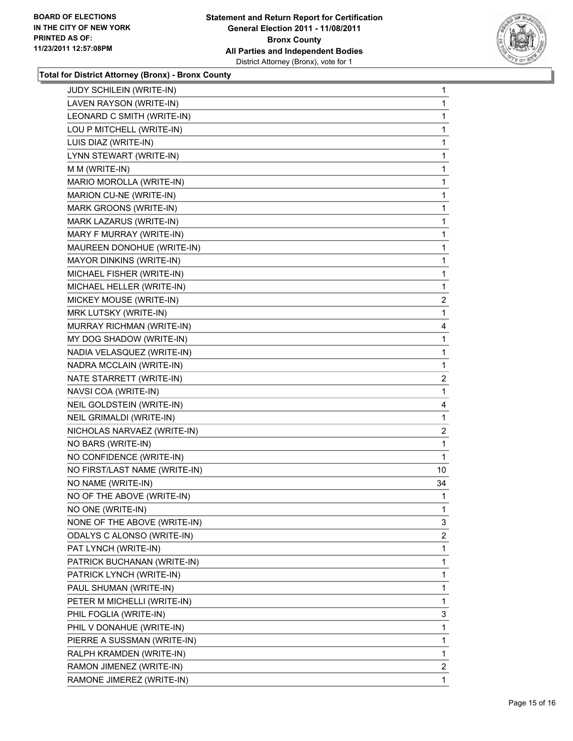**BOARD OF ELECTIONS IN THE CITY OF NEW YORK PRINTED AS OF: 11/23/2011 12:57:08PM**

**Statement and Return Report for Certification General Election 2011 - 11/08/2011 Bronx County All Parties and Independent Bodies**
District Attorney (Bronx), vote for 1

**Total for District Attorney (Bronx) - Bronx County**

| | |
|---|---|
| JUDY SCHILEIN (WRITE-IN) | 1 |
| LAVEN RAYSON (WRITE-IN) | 1 |
| LEONARD C SMITH (WRITE-IN) | 1 |
| LOU P MITCHELL (WRITE-IN) | 1 |
| LUIS DIAZ (WRITE-IN) | 1 |
| LYNN STEWART (WRITE-IN) | 1 |
| M M (WRITE-IN) | 1 |
| MARIO MOROLLA (WRITE-IN) | 1 |
| MARION CU-NE (WRITE-IN) | 1 |
| MARK GROONS (WRITE-IN) | 1 |
| MARK LAZARUS (WRITE-IN) | 1 |
| MARY F MURRAY (WRITE-IN) | 1 |
| MAUREEN DONOHUE (WRITE-IN) | 1 |
| MAYOR DINKINS (WRITE-IN) | 1 |
| MICHAEL FISHER (WRITE-IN) | 1 |
| MICHAEL HELLER (WRITE-IN) | 1 |
| MICKEY MOUSE (WRITE-IN) | 2 |
| MRK LUTSKY (WRITE-IN) | 1 |
| MURRAY RICHMAN (WRITE-IN) | 4 |
| MY DOG SHADOW (WRITE-IN) | 1 |
| NADIA VELASQUEZ (WRITE-IN) | 1 |
| NADRA MCCLAIN (WRITE-IN) | 1 |
| NATE STARRETT (WRITE-IN) | 2 |
| NAVSI COA (WRITE-IN) | 1 |
| NEIL GOLDSTEIN (WRITE-IN) | 4 |
| NEIL GRIMALDI (WRITE-IN) | 1 |
| NICHOLAS NARVAEZ (WRITE-IN) | 2 |
| NO BARS (WRITE-IN) | 1 |
| NO CONFIDENCE (WRITE-IN) | 1 |
| NO FIRST/LAST NAME (WRITE-IN) | 10 |
| NO NAME (WRITE-IN) | 34 |
| NO OF THE ABOVE (WRITE-IN) | 1 |
| NO ONE (WRITE-IN) | 1 |
| NONE OF THE ABOVE (WRITE-IN) | 3 |
| ODALYS C ALONSO (WRITE-IN) | 2 |
| PAT LYNCH (WRITE-IN) | 1 |
| PATRICK BUCHANAN (WRITE-IN) | 1 |
| PATRICK LYNCH (WRITE-IN) | 1 |
| PAUL SHUMAN (WRITE-IN) | 1 |
| PETER M MICHELLI (WRITE-IN) | 1 |
| PHIL FOGLIA (WRITE-IN) | 3 |
| PHIL V DONAHUE (WRITE-IN) | 1 |
| PIERRE A SUSSMAN (WRITE-IN) | 1 |
| RALPH KRAMDEN (WRITE-IN) | 1 |
| RAMON JIMENEZ (WRITE-IN) | 2 |
| RAMONE JIMEREZ (WRITE-IN) | 1 |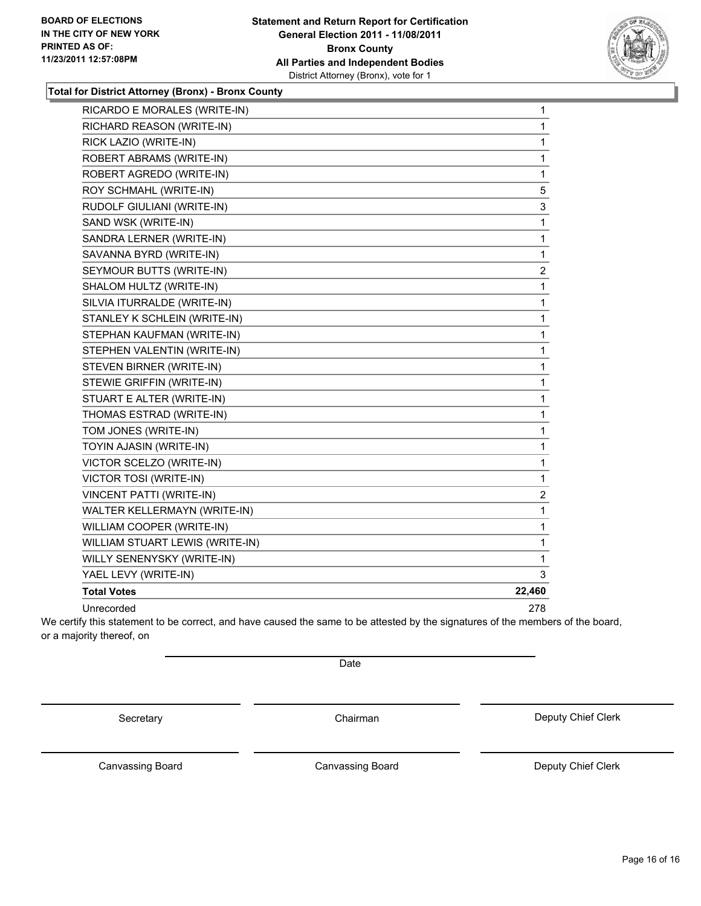**BOARD OF ELECTIONS IN THE CITY OF NEW YORK PRINTED AS OF: 11/23/2011 12:57:08PM**

**Statement and Return Report for Certification General Election 2011 - 11/08/2011 Bronx County All Parties and Independent Bodies**
District Attorney (Bronx), vote for 1

**Total for District Attorney (Bronx) - Bronx County**

| | |
|---|---|
| RICARDO E MORALES (WRITE-IN) | 1 |
| RICHARD REASON (WRITE-IN) | 1 |
| RICK LAZIO (WRITE-IN) | 1 |
| ROBERT ABRAMS (WRITE-IN) | 1 |
| ROBERT AGREDO (WRITE-IN) | 1 |
| ROY SCHMAHL (WRITE-IN) | 5 |
| RUDOLF GIULIANI (WRITE-IN) | 3 |
| SAND WSK (WRITE-IN) | 1 |
| SANDRA LERNER (WRITE-IN) | 1 |
| SAVANNA BYRD (WRITE-IN) | 1 |
| SEYMOUR BUTTS (WRITE-IN) | 2 |
| SHALOM HULTZ (WRITE-IN) | 1 |
| SILVIA ITURRALDE (WRITE-IN) | 1 |
| STANLEY K SCHLEIN (WRITE-IN) | 1 |
| STEPHAN KAUFMAN (WRITE-IN) | 1 |
| STEPHEN VALENTIN (WRITE-IN) | 1 |
| STEVEN BIRNER (WRITE-IN) | 1 |
| STEWIE GRIFFIN (WRITE-IN) | 1 |
| STUART E ALTER (WRITE-IN) | 1 |
| THOMAS ESTRAD (WRITE-IN) | 1 |
| TOM JONES (WRITE-IN) | 1 |
| TOYIN AJASIN (WRITE-IN) | 1 |
| VICTOR SCELZO (WRITE-IN) | 1 |
| VICTOR TOSI (WRITE-IN) | 1 |
| VINCENT PATTI (WRITE-IN) | 2 |
| WALTER KELLERMAYN (WRITE-IN) | 1 |
| WILLIAM COOPER (WRITE-IN) | 1 |
| WILLIAM STUART LEWIS (WRITE-IN) | 1 |
| WILLY SENENYSKY (WRITE-IN) | 1 |
| YAEL LEVY (WRITE-IN) | 3 |
| **Total Votes** | **22,460** |
| Unrecorded | 278 |

We certify this statement to be correct, and have caused the same to be attested by the signatures of the members of the board, or a majority thereof, on

Date

Secretary | Chairman | Deputy Chief Clerk

Canvassing Board | Canvassing Board | Deputy Chief Clerk